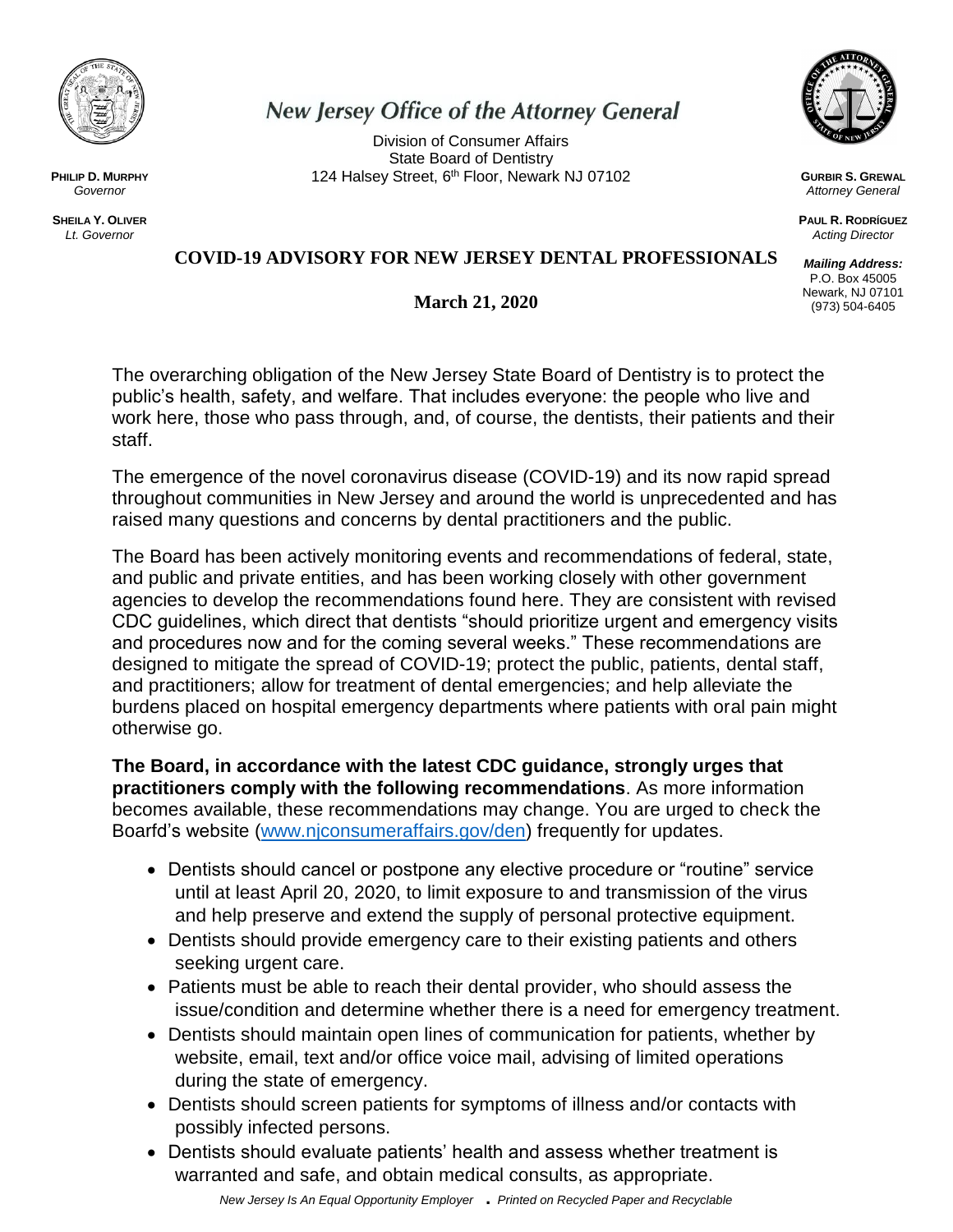# New Jersey Office of the Attorney General

Division of Consumer Affairs
State Board of Dentistry
124 Halsey Street, 6th Floor, Newark NJ 07102

**PHILIP D. MURPHY**
*Governor*

**SHEILA Y. OLIVER**
*Lt. Governor*

**GURBIR S. GREWAL**
*Attorney General*

**PAUL R. RODRÍGUEZ**
*Acting Director*

***Mailing Address:***
P.O. Box 45005
Newark, NJ 07101
(973) 504-6405

## COVID-19 ADVISORY FOR NEW JERSEY DENTAL PROFESSIONALS

**March 21, 2020**

The overarching obligation of the New Jersey State Board of Dentistry is to protect the public's health, safety, and welfare. That includes everyone: the people who live and work here, those who pass through, and, of course, the dentists, their patients and their staff.

The emergence of the novel coronavirus disease (COVID-19) and its now rapid spread throughout communities in New Jersey and around the world is unprecedented and has raised many questions and concerns by dental practitioners and the public.

The Board has been actively monitoring events and recommendations of federal, state, and public and private entities, and has been working closely with other government agencies to develop the recommendations found here. They are consistent with revised CDC guidelines, which direct that dentists "should prioritize urgent and emergency visits and procedures now and for the coming several weeks." These recommendations are designed to mitigate the spread of COVID-19; protect the public, patients, dental staff, and practitioners; allow for treatment of dental emergencies; and help alleviate the burdens placed on hospital emergency departments where patients with oral pain might otherwise go.

**The Board, in accordance with the latest CDC guidance, strongly urges that practitioners comply with the following recommendations**. As more information becomes available, these recommendations may change. You are urged to check the Boarfd's website (www.njconsumeraffairs.gov/den) frequently for updates.

- Dentists should cancel or postpone any elective procedure or "routine" service until at least April 20, 2020, to limit exposure to and transmission of the virus and help preserve and extend the supply of personal protective equipment.
- Dentists should provide emergency care to their existing patients and others seeking urgent care.
- Patients must be able to reach their dental provider, who should assess the issue/condition and determine whether there is a need for emergency treatment.
- Dentists should maintain open lines of communication for patients, whether by website, email, text and/or office voice mail, advising of limited operations during the state of emergency.
- Dentists should screen patients for symptoms of illness and/or contacts with possibly infected persons.
- Dentists should evaluate patients' health and assess whether treatment is warranted and safe, and obtain medical consults, as appropriate.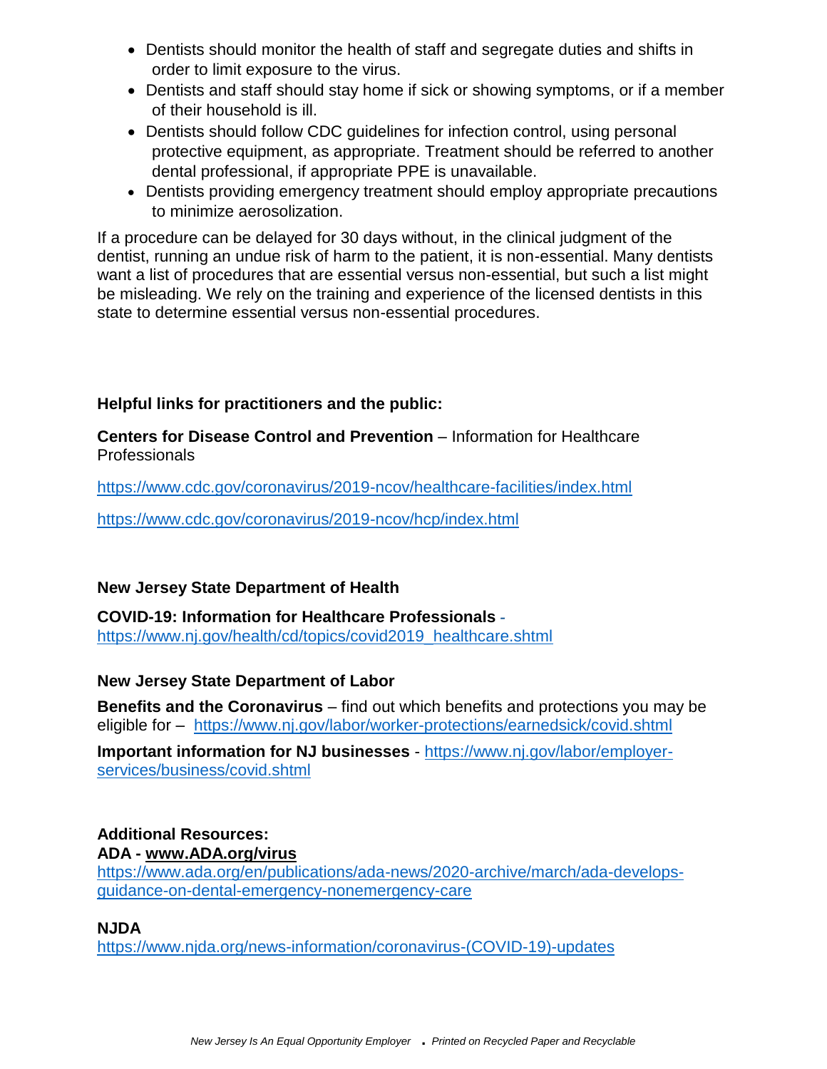- Dentists should monitor the health of staff and segregate duties and shifts in order to limit exposure to the virus.
- Dentists and staff should stay home if sick or showing symptoms, or if a member of their household is ill.
- Dentists should follow CDC guidelines for infection control, using personal protective equipment, as appropriate. Treatment should be referred to another dental professional, if appropriate PPE is unavailable.
- Dentists providing emergency treatment should employ appropriate precautions to minimize aerosolization.

If a procedure can be delayed for 30 days without, in the clinical judgment of the dentist, running an undue risk of harm to the patient, it is non-essential. Many dentists want a list of procedures that are essential versus non-essential, but such a list might be misleading. We rely on the training and experience of the licensed dentists in this state to determine essential versus non-essential procedures.

**Helpful links for practitioners and the public:**

**Centers for Disease Control and Prevention** – Information for Healthcare Professionals

https://www.cdc.gov/coronavirus/2019-ncov/healthcare-facilities/index.html

https://www.cdc.gov/coronavirus/2019-ncov/hcp/index.html

**New Jersey State Department of Health**

**COVID-19: Information for Healthcare Professionals** - https://www.nj.gov/health/cd/topics/covid2019_healthcare.shtml

**New Jersey State Department of Labor**

**Benefits and the Coronavirus** – find out which benefits and protections you may be eligible for – https://www.nj.gov/labor/worker-protections/earnedsick/covid.shtml

**Important information for NJ businesses** - https://www.nj.gov/labor/employer-services/business/covid.shtml

**Additional Resources:**

**ADA - www.ADA.org/virus**

https://www.ada.org/en/publications/ada-news/2020-archive/march/ada-develops-guidance-on-dental-emergency-nonemergency-care

**NJDA**

https://www.njda.org/news-information/coronavirus-(COVID-19)-updates

*New Jersey Is An Equal Opportunity Employer* . *Printed on Recycled Paper and Recyclable*